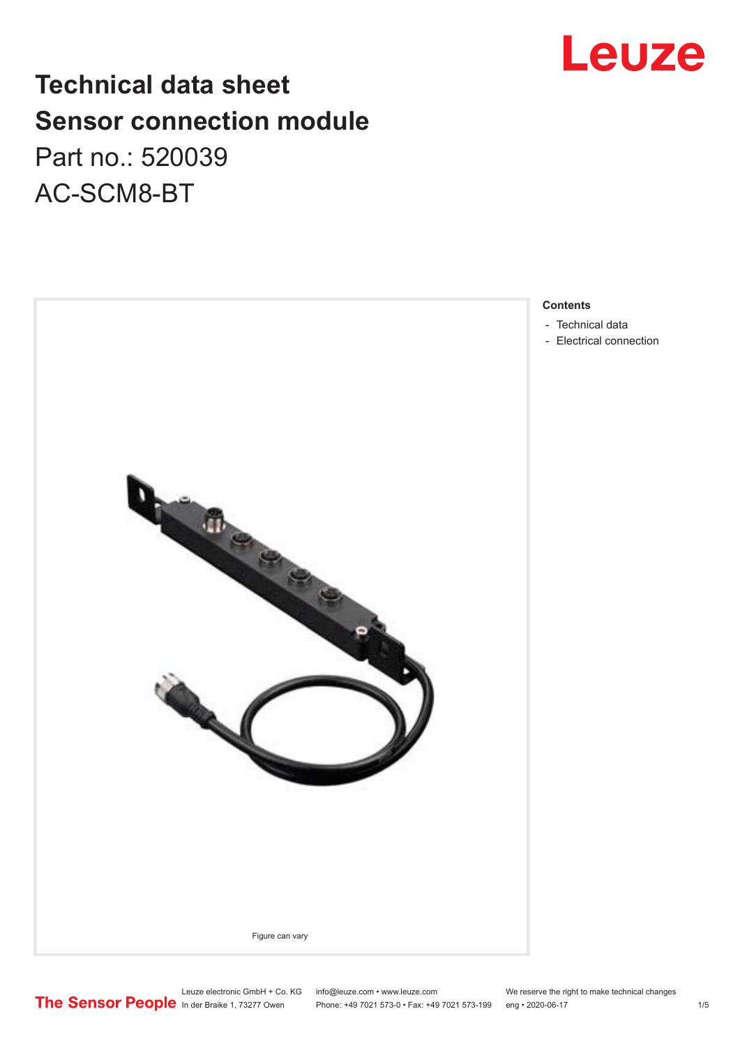# Technical data sheet

# Sensor connection module

Part no.: 520039

AC-SCM8-BT

Figure can vary

**Contents**

- Technical data
- Electrical connection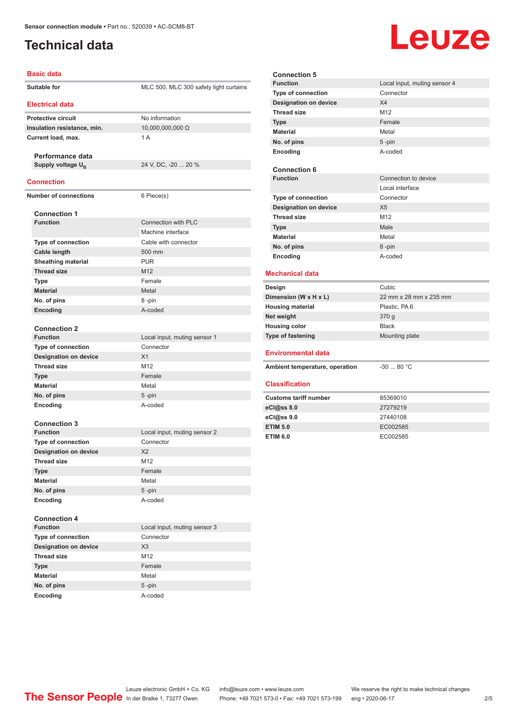# Technical data

## Basic data

| | |
|---|---|
| Suitable for | MLC 500, MLC 300 safety light curtains |

## Electrical data

| | |
|---|---|
| Protective circuit | No information |
| Insulation resistance, min. | 10,000,000,000 Ω |
| Current load, max. | 1 A |

### Performance data

| | |
|---|---|
| Supply voltage $U_B$ | 24 V, DC, -20 ... 20 % |

## Connection

| | |
|---|---|
| Number of connections | 6 Piece(s) |

### Connection 1

| | |
|---|---|
| Function | Connection with PLC |
| | Machine interface |
| Type of connection | Cable with connector |
| Cable length | 500 mm |
| Sheathing material | PUR |
| Thread size | M12 |
| Type | Female |
| Material | Metal |
| No. of pins | 8 -pin |
| Encoding | A-coded |

### Connection 2

| | |
|---|---|
| Function | Local input, muting sensor 1 |
| Type of connection | Connector |
| Designation on device | X1 |
| Thread size | M12 |
| Type | Female |
| Material | Metal |
| No. of pins | 5 -pin |
| Encoding | A-coded |

### Connection 3

| | |
|---|---|
| Function | Local input, muting sensor 2 |
| Type of connection | Connector |
| Designation on device | X2 |
| Thread size | M12 |
| Type | Female |
| Material | Metal |
| No. of pins | 5 -pin |
| Encoding | A-coded |

### Connection 4

| | |
|---|---|
| Function | Local input, muting sensor 3 |
| Type of connection | Connector |
| Designation on device | X3 |
| Thread size | M12 |
| Type | Female |
| Material | Metal |
| No. of pins | 5 -pin |
| Encoding | A-coded |

### Connection 5

| | |
|---|---|
| Function | Local input, muting sensor 4 |
| Type of connection | Connector |
| Designation on device | X4 |
| Thread size | M12 |
| Type | Female |
| Material | Metal |
| No. of pins | 5 -pin |
| Encoding | A-coded |

### Connection 6

| | |
|---|---|
| Function | Connection to device |
| | Local interface |
| Type of connection | Connector |
| Designation on device | X5 |
| Thread size | M12 |
| Type | Male |
| Material | Metal |
| No. of pins | 8 -pin |
| Encoding | A-coded |

## Mechanical data

| | |
|---|---|
| Design | Cubic |
| Dimension (W x H x L) | 22 mm x 28 mm x 235 mm |
| Housing material | Plastic, PA 6 |
| Net weight | 370 g |
| Housing color | Black |
| Type of fastening | Mounting plate |

## Environmental data

| | |
|---|---|
| Ambient temperature, operation | -30 ... 80 °C |

## Classification

| | |
|---|---|
| Customs tariff number | 85369010 |
| eCl@ss 8.0 | 27279219 |
| eCl@ss 9.0 | 27440108 |
| ETIM 5.0 | EC002585 |
| ETIM 6.0 | EC002585 |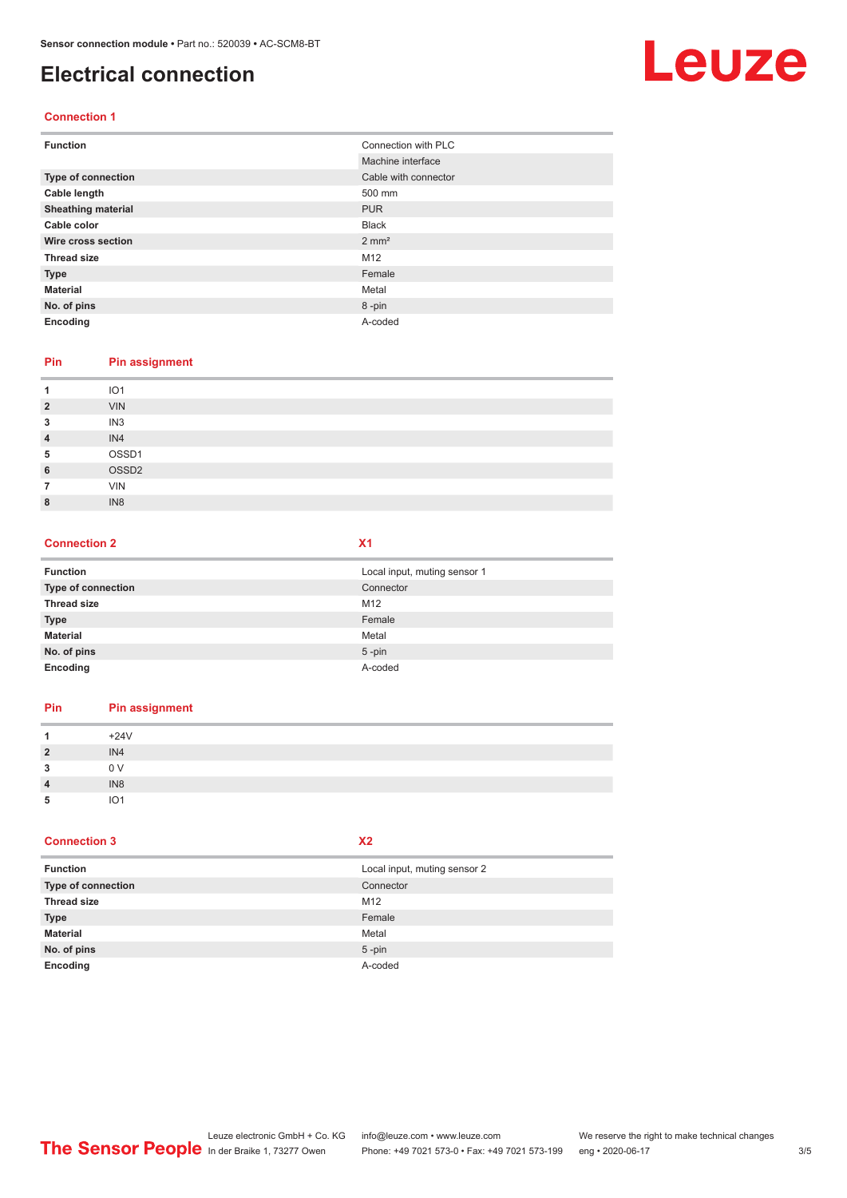# Electrical connection

## Connection 1

| | |
|---|---|
| **Function** | Connection with PLC |
| | Machine interface |
| **Type of connection** | Cable with connector |
| **Cable length** | 500 mm |
| **Sheathing material** | PUR |
| **Cable color** | Black |
| **Wire cross section** | 2 mm² |
| **Thread size** | M12 |
| **Type** | Female |
| **Material** | Metal |
| **No. of pins** | 8 -pin |
| **Encoding** | A-coded |

| Pin | Pin assignment |
|---|---|
| **1** | IO1 |
| **2** | VIN |
| **3** | IN3 |
| **4** | IN4 |
| **5** | OSSD1 |
| **6** | OSSD2 |
| **7** | VIN |
| **8** | IN8 |

## Connection 2 — X1

| | |
|---|---|
| **Function** | Local input, muting sensor 1 |
| **Type of connection** | Connector |
| **Thread size** | M12 |
| **Type** | Female |
| **Material** | Metal |
| **No. of pins** | 5 -pin |
| **Encoding** | A-coded |

| Pin | Pin assignment |
|---|---|
| **1** | +24V |
| **2** | IN4 |
| **3** | 0 V |
| **4** | IN8 |
| **5** | IO1 |

## Connection 3 — X2

| | |
|---|---|
| **Function** | Local input, muting sensor 2 |
| **Type of connection** | Connector |
| **Thread size** | M12 |
| **Type** | Female |
| **Material** | Metal |
| **No. of pins** | 5 -pin |
| **Encoding** | A-coded |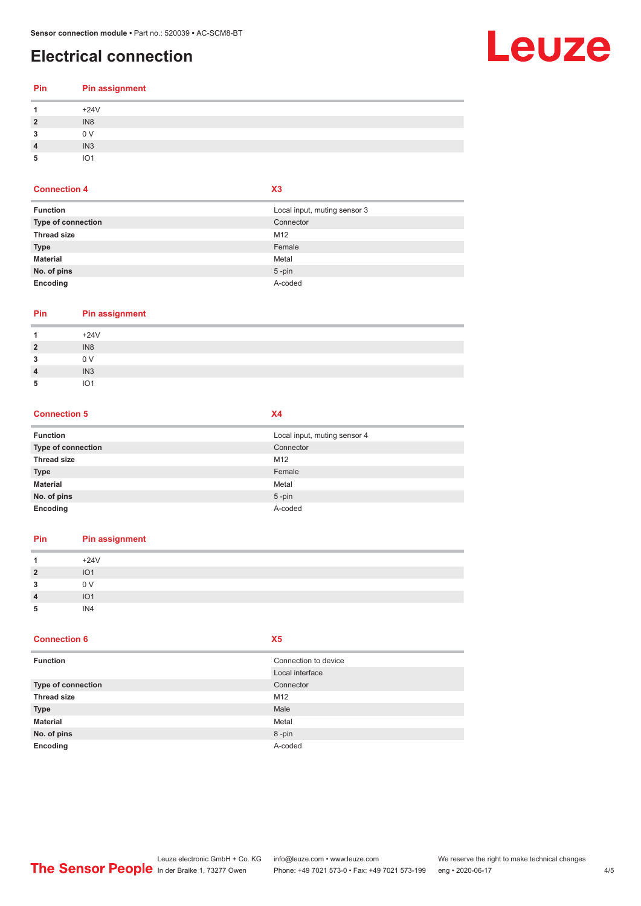# Electrical connection

| Pin | Pin assignment |
|---|---|
| 1 | +24V |
| 2 | IN8 |
| 3 | 0 V |
| 4 | IN3 |
| 5 | IO1 |

| Connection 4 | X3 |
|---|---|
| **Function** | Local input, muting sensor 3 |
| **Type of connection** | Connector |
| **Thread size** | M12 |
| **Type** | Female |
| **Material** | Metal |
| **No. of pins** | 5 -pin |
| **Encoding** | A-coded |

| Pin | Pin assignment |
|---|---|
| 1 | +24V |
| 2 | IN8 |
| 3 | 0 V |
| 4 | IN3 |
| 5 | IO1 |

| Connection 5 | X4 |
|---|---|
| **Function** | Local input, muting sensor 4 |
| **Type of connection** | Connector |
| **Thread size** | M12 |
| **Type** | Female |
| **Material** | Metal |
| **No. of pins** | 5 -pin |
| **Encoding** | A-coded |

| Pin | Pin assignment |
|---|---|
| 1 | +24V |
| 2 | IO1 |
| 3 | 0 V |
| 4 | IO1 |
| 5 | IN4 |

| Connection 6 | X5 |
|---|---|
| **Function** | Connection to device |
| | Local interface |
| **Type of connection** | Connector |
| **Thread size** | M12 |
| **Type** | Male |
| **Material** | Metal |
| **No. of pins** | 8 -pin |
| **Encoding** | A-coded |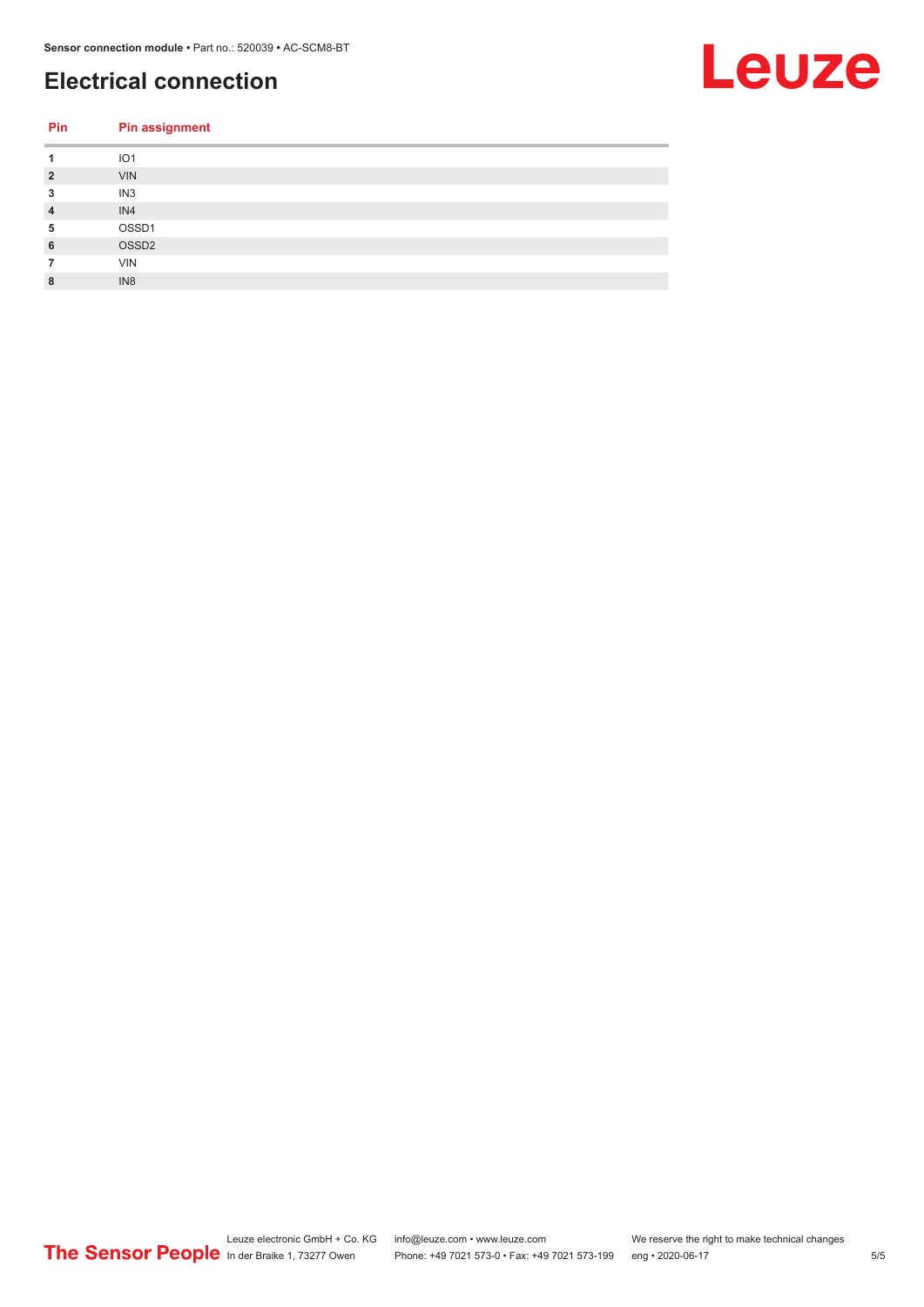## Electrical connection

| Pin | Pin assignment |
|---|---|
| **1** | IO1 |
| **2** | VIN |
| **3** | IN3 |
| **4** | IN4 |
| **5** | OSSD1 |
| **6** | OSSD2 |
| **7** | VIN |
| **8** | IN8 |